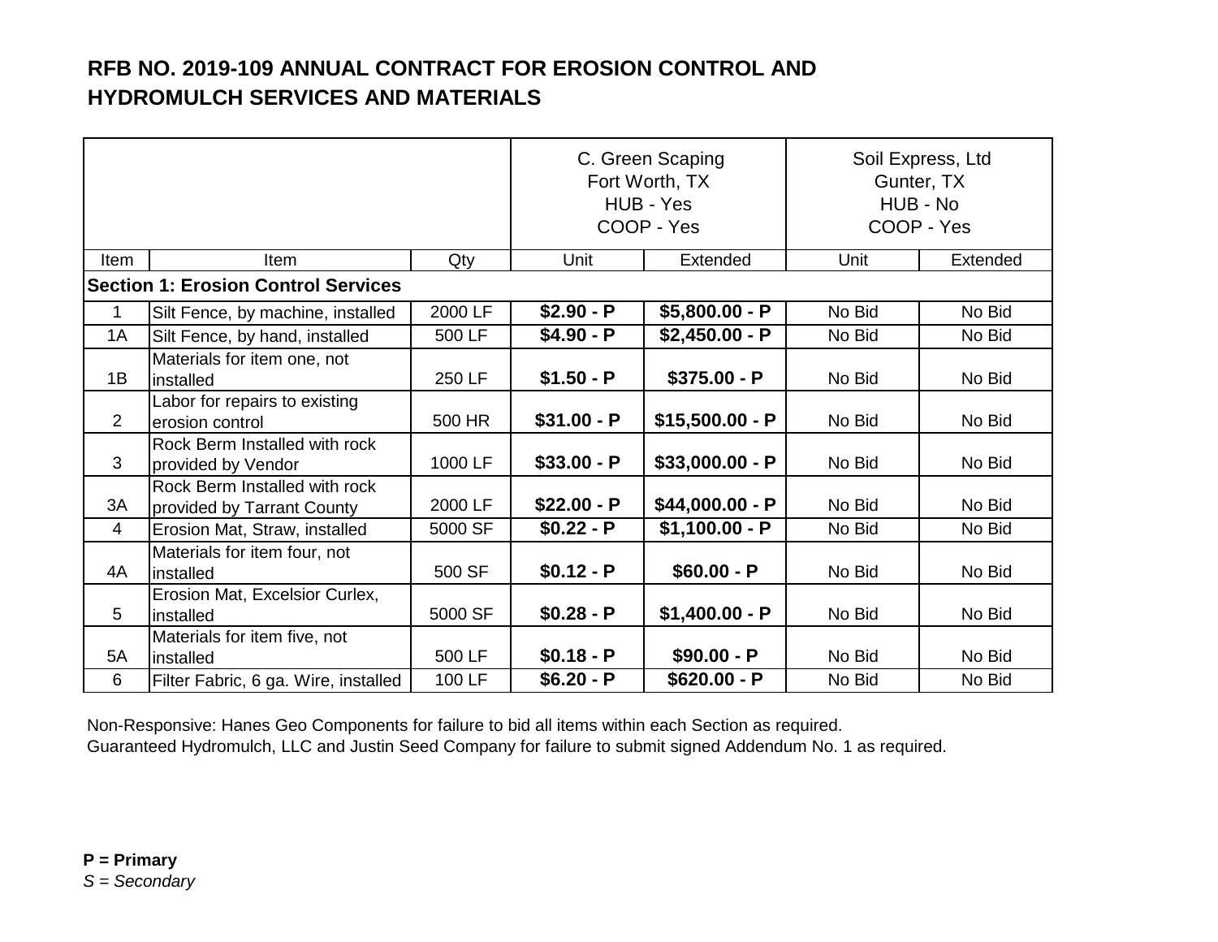# RFB NO. 2019-109 ANNUAL CONTRACT FOR EROSION CONTROL AND HYDROMULCH SERVICES AND MATERIALS

| | | | C. Green Scaping<br>Fort Worth, TX<br>HUB - Yes<br>COOP - Yes | | Soil Express, Ltd<br>Gunter, TX<br>HUB - No<br>COOP - Yes | |
|---|---|---|---|---|---|---|
| Item | Item | Qty | Unit | Extended | Unit | Extended |
| **Section 1: Erosion Control Services** | | | | | | |
| 1 | Silt Fence, by machine, installed | 2000 LF | **$2.90 - P** | **$5,800.00 - P** | No Bid | No Bid |
| 1A | Silt Fence, by hand, installed | 500 LF | **$4.90 - P** | **$2,450.00 - P** | No Bid | No Bid |
| 1B | Materials for item one, not installed | 250 LF | **$1.50 - P** | **$375.00 - P** | No Bid | No Bid |
| 2 | Labor for repairs to existing erosion control | 500 HR | **$31.00 - P** | **$15,500.00 - P** | No Bid | No Bid |
| 3 | Rock Berm Installed with rock provided by Vendor | 1000 LF | **$33.00 - P** | **$33,000.00 - P** | No Bid | No Bid |
| 3A | Rock Berm Installed with rock provided by Tarrant County | 2000 LF | **$22.00 - P** | **$44,000.00 - P** | No Bid | No Bid |
| 4 | Erosion Mat, Straw, installed | 5000 SF | **$0.22 - P** | **$1,100.00 - P** | No Bid | No Bid |
| 4A | Materials for item four, not installed | 500 SF | **$0.12 - P** | **$60.00 - P** | No Bid | No Bid |
| 5 | Erosion Mat, Excelsior Curlex, installed | 5000 SF | **$0.28 - P** | **$1,400.00 - P** | No Bid | No Bid |
| 5A | Materials for item five, not installed | 500 LF | **$0.18 - P** | **$90.00 - P** | No Bid | No Bid |
| 6 | Filter Fabric, 6 ga. Wire, installed | 100 LF | **$6.20 - P** | **$620.00 - P** | No Bid | No Bid |

Non-Responsive: Hanes Geo Components for failure to bid all items within each Section as required.
Guaranteed Hydromulch, LLC and Justin Seed Company for failure to submit signed Addendum No. 1 as required.

**P = Primary**
*S = Secondary*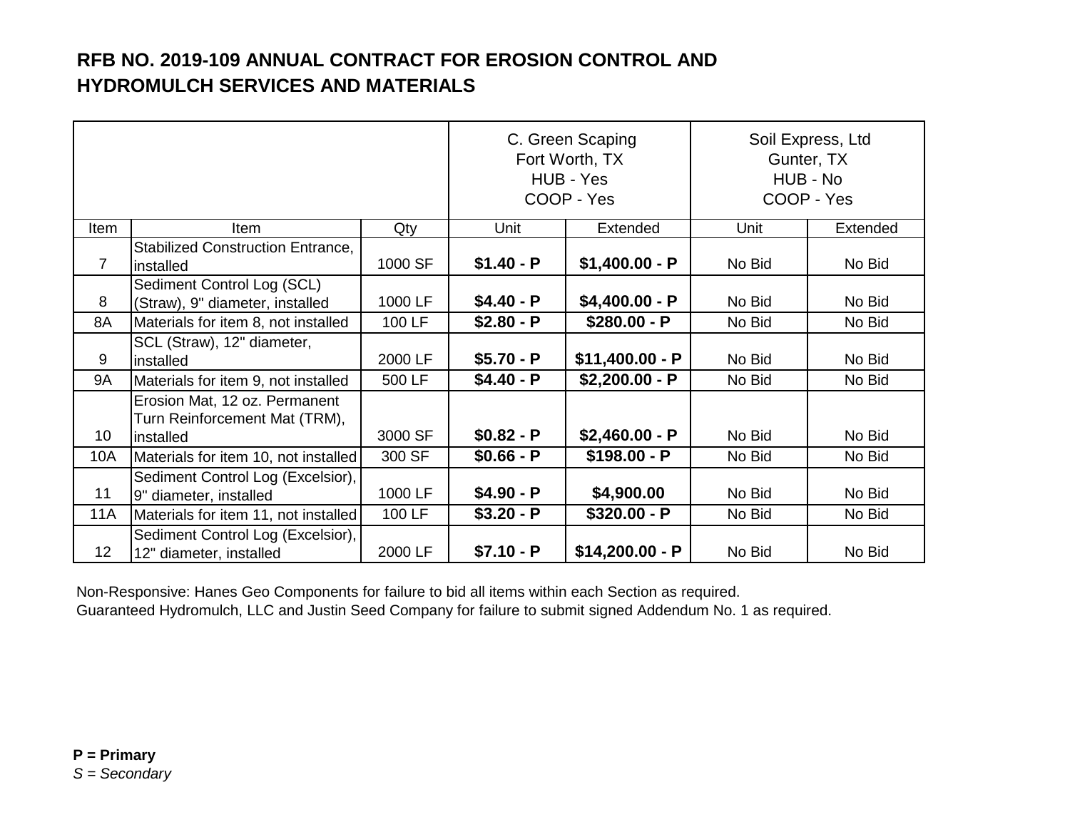## RFB NO. 2019-109 ANNUAL CONTRACT FOR EROSION CONTROL AND HYDROMULCH SERVICES AND MATERIALS

| | | | C. Green Scaping Fort Worth, TX HUB - Yes COOP - Yes | | Soil Express, Ltd Gunter, TX HUB - No COOP - Yes | |
|---|---|---|---|---|---|---|
| Item | Item | Qty | Unit | Extended | Unit | Extended |
| 7 | Stabilized Construction Entrance, installed | 1000 SF | **$1.40 - P** | **$1,400.00 - P** | No Bid | No Bid |
| 8 | Sediment Control Log (SCL) (Straw), 9" diameter, installed | 1000 LF | **$4.40 - P** | **$4,400.00 - P** | No Bid | No Bid |
| 8A | Materials for item 8, not installed | 100 LF | **$2.80 - P** | **$280.00 - P** | No Bid | No Bid |
| 9 | SCL (Straw), 12" diameter, installed | 2000 LF | **$5.70 - P** | **$11,400.00 - P** | No Bid | No Bid |
| 9A | Materials for item 9, not installed | 500 LF | **$4.40 - P** | **$2,200.00 - P** | No Bid | No Bid |
| 10 | Erosion Mat, 12 oz. Permanent Turn Reinforcement Mat (TRM), installed | 3000 SF | **$0.82 - P** | **$2,460.00 - P** | No Bid | No Bid |
| 10A | Materials for item 10, not installed | 300 SF | **$0.66 - P** | **$198.00 - P** | No Bid | No Bid |
| 11 | Sediment Control Log (Excelsior), 9" diameter, installed | 1000 LF | **$4.90 - P** | **$4,900.00** | No Bid | No Bid |
| 11A | Materials for item 11, not installed | 100 LF | **$3.20 - P** | **$320.00 - P** | No Bid | No Bid |
| 12 | Sediment Control Log (Excelsior), 12" diameter, installed | 2000 LF | **$7.10 - P** | **$14,200.00 - P** | No Bid | No Bid |

Non-Responsive: Hanes Geo Components for failure to bid all items within each Section as required.
Guaranteed Hydromulch, LLC and Justin Seed Company for failure to submit signed Addendum No. 1 as required.

**P = Primary**
*S = Secondary*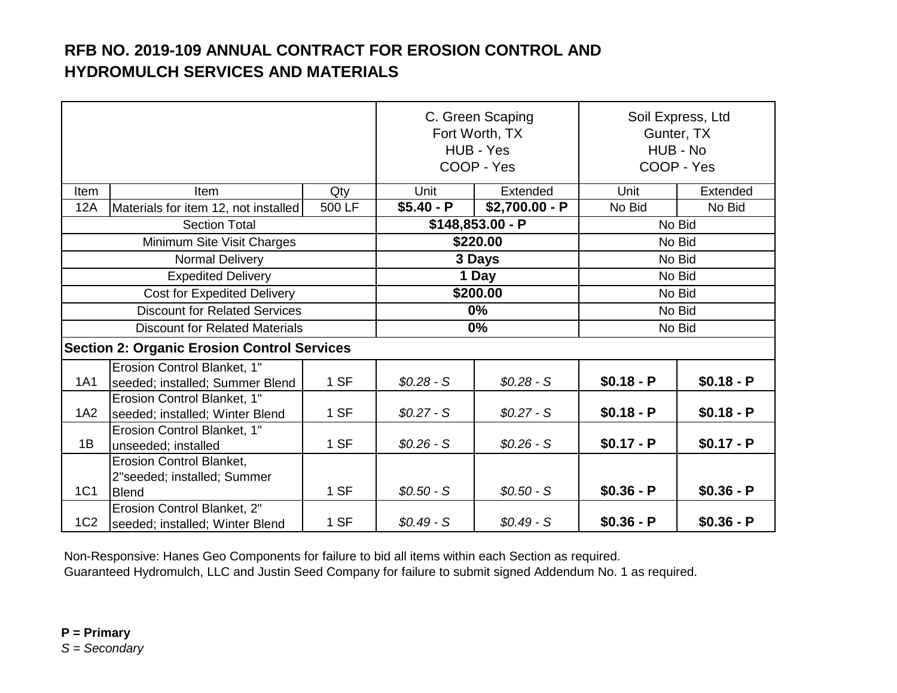# RFB NO. 2019-109 ANNUAL CONTRACT FOR EROSION CONTROL AND HYDROMULCH SERVICES AND MATERIALS

| | | | C. Green Scaping<br>Fort Worth, TX<br>HUB - Yes<br>COOP - Yes | | Soil Express, Ltd<br>Gunter, TX<br>HUB - No<br>COOP - Yes | |
|---|---|---|---|---|---|---|
| Item | Item | Qty | Unit | Extended | Unit | Extended |
| 12A | Materials for item 12, not installed | 500 LF | **$5.40 - P** | **$2,700.00 - P** | No Bid | No Bid |
| Section Total | | | **$148,853.00 - P** | | No Bid | |
| Minimum Site Visit Charges | | | **$220.00** | | No Bid | |
| Normal Delivery | | | **3 Days** | | No Bid | |
| Expedited Delivery | | | **1 Day** | | No Bid | |
| Cost for Expedited Delivery | | | **$200.00** | | No Bid | |
| Discount for Related Services | | | **0%** | | No Bid | |
| Discount for Related Materials | | | **0%** | | No Bid | |
| **Section 2: Organic Erosion Control Services** | | | | | | |
| 1A1 | Erosion Control Blanket, 1" seeded; installed; Summer Blend | 1 SF | *$0.28 - S* | *$0.28 - S* | **$0.18 - P** | **$0.18 - P** |
| 1A2 | Erosion Control Blanket, 1" seeded; installed; Winter Blend | 1 SF | *$0.27 - S* | *$0.27 - S* | **$0.18 - P** | **$0.18 - P** |
| 1B | Erosion Control Blanket, 1" unseeded; installed | 1 SF | *$0.26 - S* | *$0.26 - S* | **$0.17 - P** | **$0.17 - P** |
| 1C1 | Erosion Control Blanket, 2"seeded; installed; Summer Blend | 1 SF | *$0.50 - S* | *$0.50 - S* | **$0.36 - P** | **$0.36 - P** |
| 1C2 | Erosion Control Blanket, 2" seeded; installed; Winter Blend | 1 SF | *$0.49 - S* | *$0.49 - S* | **$0.36 - P** | **$0.36 - P** |

Non-Responsive: Hanes Geo Components for failure to bid all items within each Section as required.
Guaranteed Hydromulch, LLC and Justin Seed Company for failure to submit signed Addendum No. 1 as required.

**P = Primary**
*S = Secondary*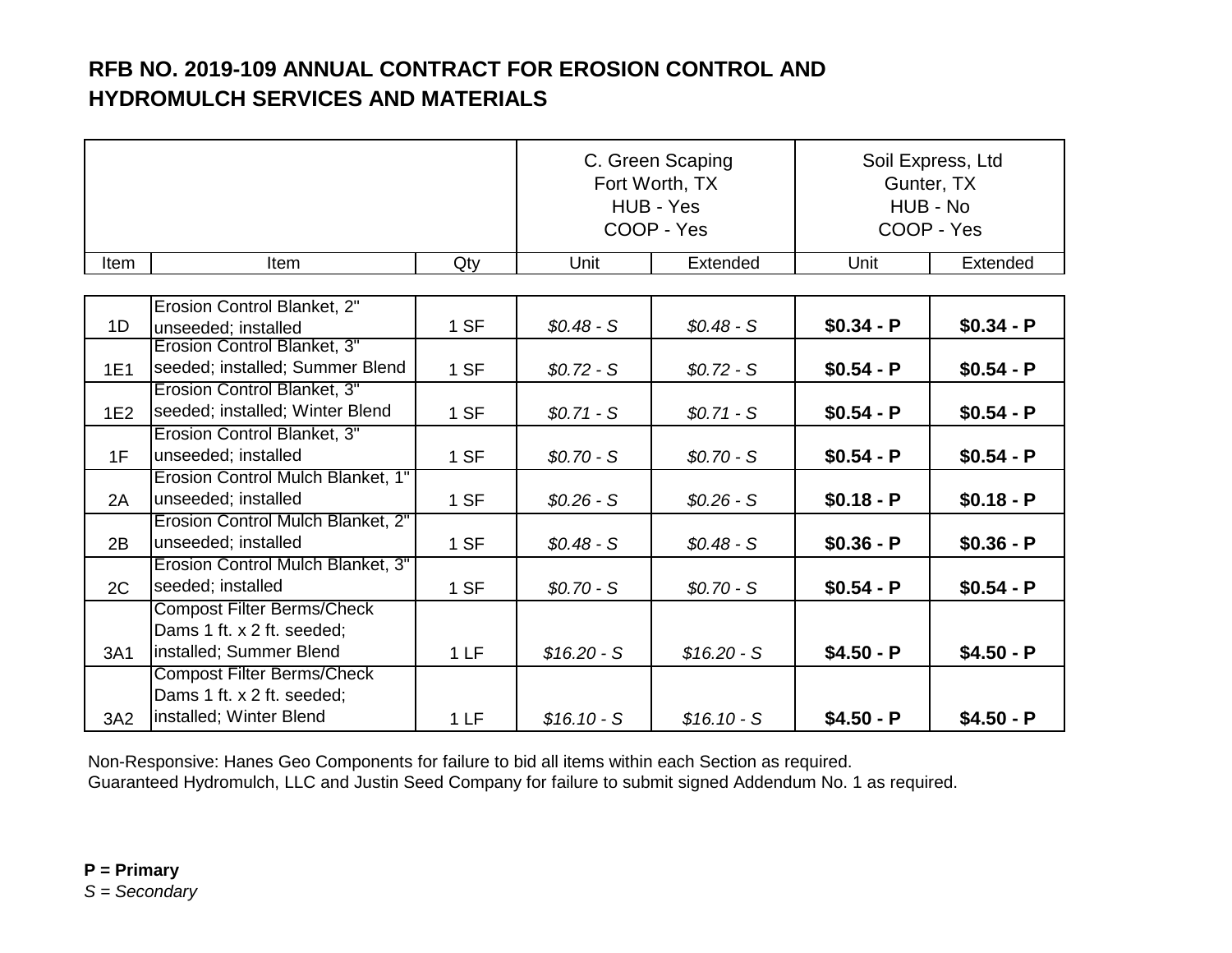# RFB NO. 2019-109 ANNUAL CONTRACT FOR EROSION CONTROL AND HYDROMULCH SERVICES AND MATERIALS

| | | | C. Green Scaping<br>Fort Worth, TX<br>HUB - Yes<br>COOP - Yes | | Soil Express, Ltd<br>Gunter, TX<br>HUB - No<br>COOP - Yes | |
|---|---|---|---|---|---|---|
| Item | Item | Qty | Unit | Extended | Unit | Extended |
| 1D | Erosion Control Blanket, 2" unseeded; installed | 1 SF | *$0.48 - S* | *$0.48 - S* | **$0.34 - P** | **$0.34 - P** |
| 1E1 | Erosion Control Blanket, 3" seeded; installed; Summer Blend | 1 SF | *$0.72 - S* | *$0.72 - S* | **$0.54 - P** | **$0.54 - P** |
| 1E2 | Erosion Control Blanket, 3" seeded; installed; Winter Blend | 1 SF | *$0.71 - S* | *$0.71 - S* | **$0.54 - P** | **$0.54 - P** |
| 1F | Erosion Control Blanket, 3" unseeded; installed | 1 SF | *$0.70 - S* | *$0.70 - S* | **$0.54 - P** | **$0.54 - P** |
| 2A | Erosion Control Mulch Blanket, 1" unseeded; installed | 1 SF | *$0.26 - S* | *$0.26 - S* | **$0.18 - P** | **$0.18 - P** |
| 2B | Erosion Control Mulch Blanket, 2" unseeded; installed | 1 SF | *$0.48 - S* | *$0.48 - S* | **$0.36 - P** | **$0.36 - P** |
| 2C | Erosion Control Mulch Blanket, 3" seeded; installed | 1 SF | *$0.70 - S* | *$0.70 - S* | **$0.54 - P** | **$0.54 - P** |
| 3A1 | Compost Filter Berms/Check Dams 1 ft. x 2 ft. seeded; installed; Summer Blend | 1 LF | *$16.20 - S* | *$16.20 - S* | **$4.50 - P** | **$4.50 - P** |
| 3A2 | Compost Filter Berms/Check Dams 1 ft. x 2 ft. seeded; installed; Winter Blend | 1 LF | *$16.10 - S* | *$16.10 - S* | **$4.50 - P** | **$4.50 - P** |

Non-Responsive: Hanes Geo Components for failure to bid all items within each Section as required.
Guaranteed Hydromulch, LLC and Justin Seed Company for failure to submit signed Addendum No. 1 as required.

**P = Primary**
*S = Secondary*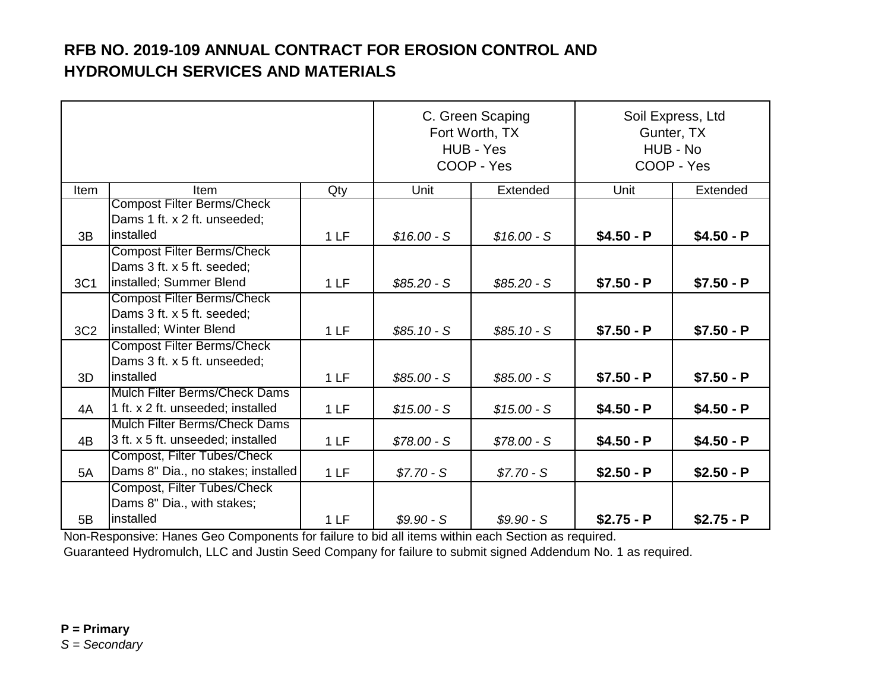**RFB NO. 2019-109 ANNUAL CONTRACT FOR EROSION CONTROL AND HYDROMULCH SERVICES AND MATERIALS**

| | | | C. Green Scaping<br>Fort Worth, TX<br>HUB - Yes<br>COOP - Yes | | Soil Express, Ltd<br>Gunter, TX<br>HUB - No<br>COOP - Yes | |
|---|---|---|---|---|---|---|
| Item | Item | Qty | Unit | Extended | Unit | Extended |
| 3B | Compost Filter Berms/Check Dams 1 ft. x 2 ft. unseeded; installed | 1 LF | *$16.00 - S* | *$16.00 - S* | **$4.50 - P** | **$4.50 - P** |
| 3C1 | Compost Filter Berms/Check Dams 3 ft. x 5 ft. seeded; installed; Summer Blend | 1 LF | *$85.20 - S* | *$85.20 - S* | **$7.50 - P** | **$7.50 - P** |
| 3C2 | Compost Filter Berms/Check Dams 3 ft. x 5 ft. seeded; installed; Winter Blend | 1 LF | *$85.10 - S* | *$85.10 - S* | **$7.50 - P** | **$7.50 - P** |
| 3D | Compost Filter Berms/Check Dams 3 ft. x 5 ft. unseeded; installed | 1 LF | *$85.00 - S* | *$85.00 - S* | **$7.50 - P** | **$7.50 - P** |
| 4A | Mulch Filter Berms/Check Dams 1 ft. x 2 ft. unseeded; installed | 1 LF | *$15.00 - S* | *$15.00 - S* | **$4.50 - P** | **$4.50 - P** |
| 4B | Mulch Filter Berms/Check Dams 3 ft. x 5 ft. unseeded; installed | 1 LF | *$78.00 - S* | *$78.00 - S* | **$4.50 - P** | **$4.50 - P** |
| 5A | Compost, Filter Tubes/Check Dams 8" Dia., no stakes; installed | 1 LF | *$7.70 - S* | *$7.70 - S* | **$2.50 - P** | **$2.50 - P** |
| 5B | Compost, Filter Tubes/Check Dams 8" Dia., with stakes; installed | 1 LF | *$9.90 - S* | *$9.90 - S* | **$2.75 - P** | **$2.75 - P** |

Non-Responsive: Hanes Geo Components for failure to bid all items within each Section as required.
Guaranteed Hydromulch, LLC and Justin Seed Company for failure to submit signed Addendum No. 1 as required.

**P = Primary**
*S = Secondary*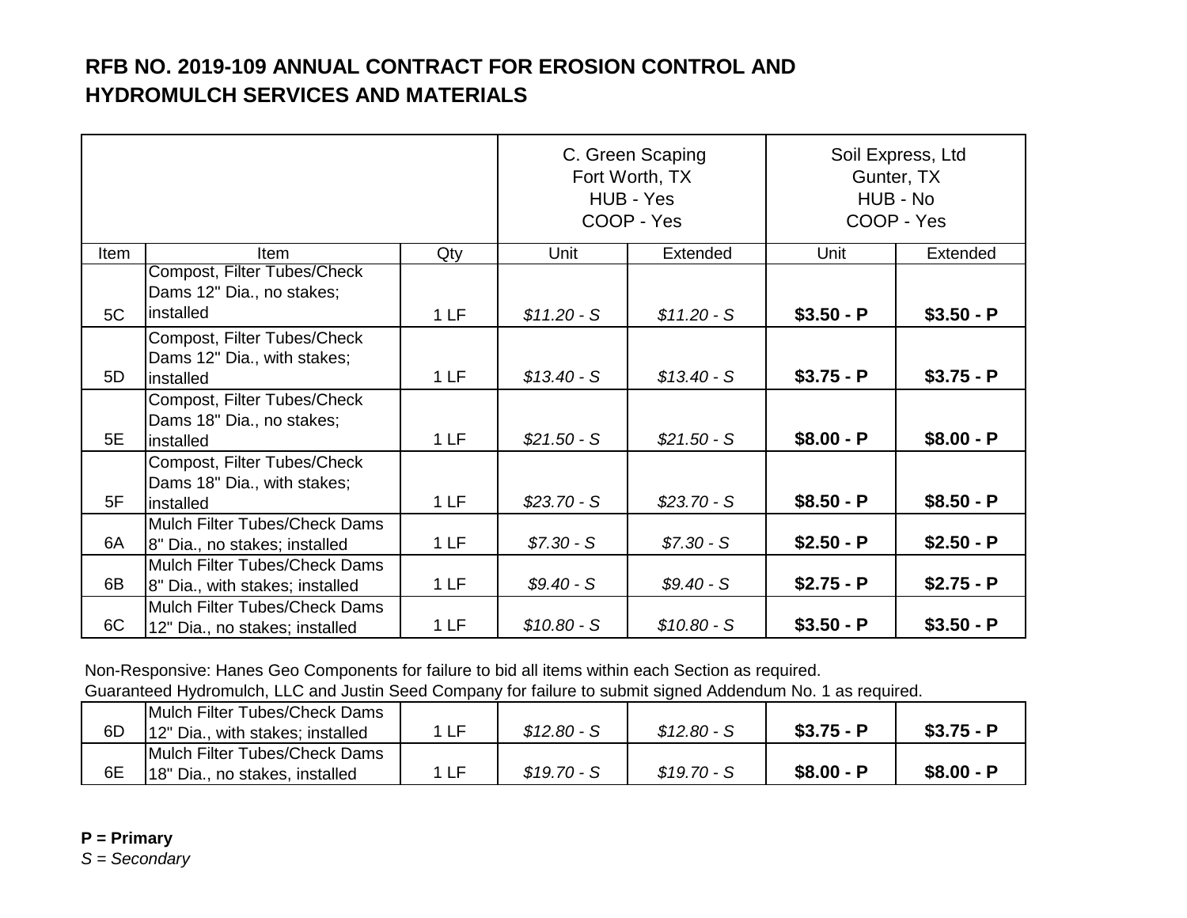## RFB NO. 2019-109 ANNUAL CONTRACT FOR EROSION CONTROL AND HYDROMULCH SERVICES AND MATERIALS

| | | | C. Green Scaping<br>Fort Worth, TX<br>HUB - Yes<br>COOP - Yes | | Soil Express, Ltd<br>Gunter, TX<br>HUB - No<br>COOP - Yes | |
|---|---|---|---|---|---|---|
| Item | Item | Qty | Unit | Extended | Unit | Extended |
| 5C | Compost, Filter Tubes/Check Dams 12" Dia., no stakes; installed | 1 LF | *$11.20 - S* | *$11.20 - S* | **$3.50 - P** | **$3.50 - P** |
| 5D | Compost, Filter Tubes/Check Dams 12" Dia., with stakes; installed | 1 LF | *$13.40 - S* | *$13.40 - S* | **$3.75 - P** | **$3.75 - P** |
| 5E | Compost, Filter Tubes/Check Dams 18" Dia., no stakes; installed | 1 LF | *$21.50 - S* | *$21.50 - S* | **$8.00 - P** | **$8.00 - P** |
| 5F | Compost, Filter Tubes/Check Dams 18" Dia., with stakes; installed | 1 LF | *$23.70 - S* | *$23.70 - S* | **$8.50 - P** | **$8.50 - P** |
| 6A | Mulch Filter Tubes/Check Dams 8" Dia., no stakes; installed | 1 LF | *$7.30 - S* | *$7.30 - S* | **$2.50 - P** | **$2.50 - P** |
| 6B | Mulch Filter Tubes/Check Dams 8" Dia., with stakes; installed | 1 LF | *$9.40 - S* | *$9.40 - S* | **$2.75 - P** | **$2.75 - P** |
| 6C | Mulch Filter Tubes/Check Dams 12" Dia., no stakes; installed | 1 LF | *$10.80 - S* | *$10.80 - S* | **$3.50 - P** | **$3.50 - P** |
| 6D | Mulch Filter Tubes/Check Dams 12" Dia., with stakes; installed | 1 LF | *$12.80 - S* | *$12.80 - S* | **$3.75 - P** | **$3.75 - P** |
| 6E | Mulch Filter Tubes/Check Dams 18" Dia., no stakes, installed | 1 LF | *$19.70 - S* | *$19.70 - S* | **$8.00 - P** | **$8.00 - P** |

Non-Responsive: Hanes Geo Components for failure to bid all items within each Section as required.
Guaranteed Hydromulch, LLC and Justin Seed Company for failure to submit signed Addendum No. 1 as required.

**P = Primary**
*S = Secondary*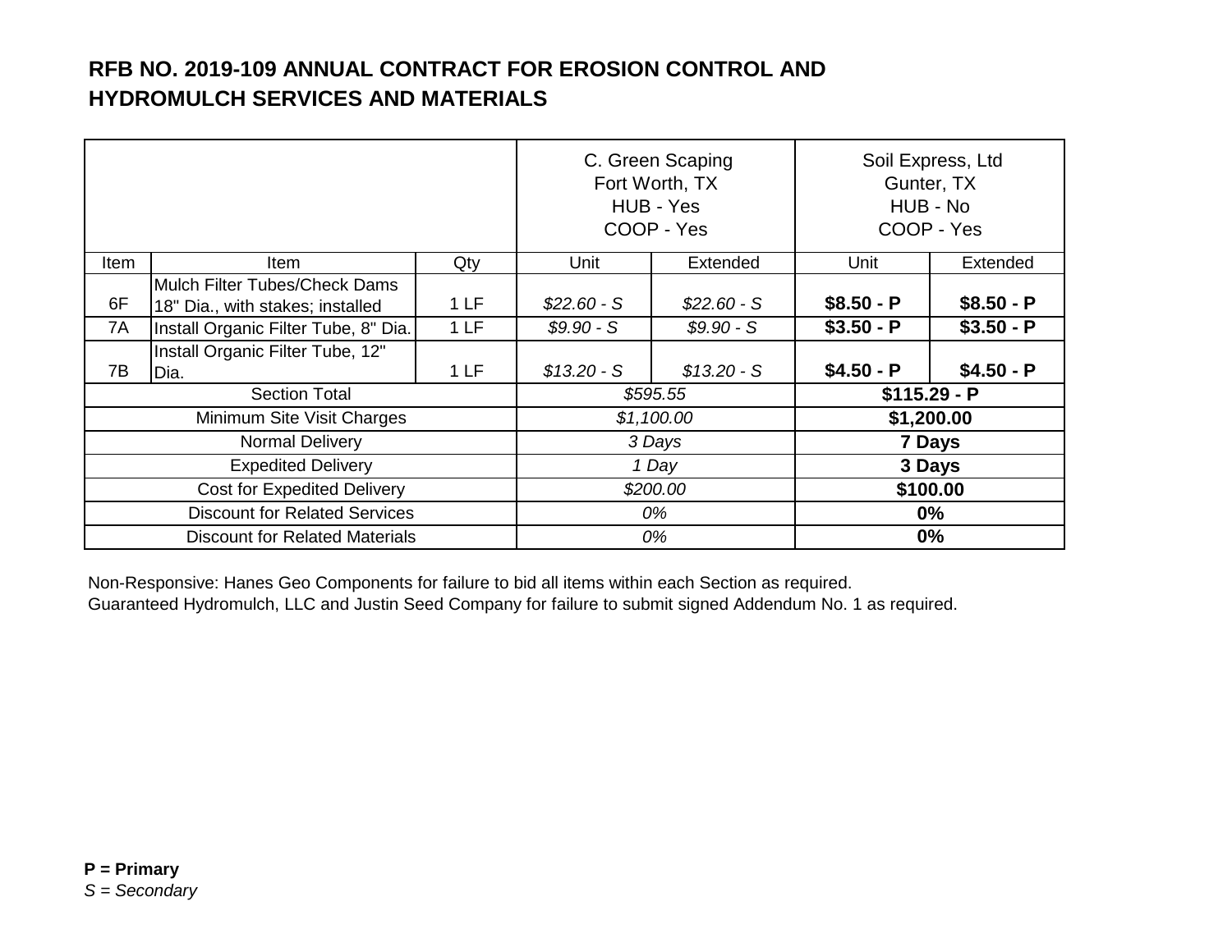## RFB NO. 2019-109 ANNUAL CONTRACT FOR EROSION CONTROL AND HYDROMULCH SERVICES AND MATERIALS

| | | | C. Green Scaping<br>Fort Worth, TX<br>HUB - Yes<br>COOP - Yes | | Soil Express, Ltd<br>Gunter, TX<br>HUB - No<br>COOP - Yes | |
|---|---|---|---|---|---|---|
| Item | Item | Qty | Unit | Extended | Unit | Extended |
| 6F | Mulch Filter Tubes/Check Dams 18" Dia., with stakes; installed | 1 LF | *$22.60 - S* | *$22.60 - S* | **$8.50 - P** | **$8.50 - P** |
| 7A | Install Organic Filter Tube, 8" Dia. | 1 LF | *$9.90 - S* | *$9.90 - S* | **$3.50 - P** | **$3.50 - P** |
| 7B | Install Organic Filter Tube, 12" Dia. | 1 LF | *$13.20 - S* | *$13.20 - S* | **$4.50 - P** | **$4.50 - P** |
| Section Total | | | *$595.55* | | **$115.29 - P** | |
| Minimum Site Visit Charges | | | *$1,100.00* | | **$1,200.00** | |
| Normal Delivery | | | *3 Days* | | **7 Days** | |
| Expedited Delivery | | | *1 Day* | | **3 Days** | |
| Cost for Expedited Delivery | | | *$200.00* | | **$100.00** | |
| Discount for Related Services | | | *0%* | | **0%** | |
| Discount for Related Materials | | | *0%* | | **0%** | |

Non-Responsive: Hanes Geo Components for failure to bid all items within each Section as required.
Guaranteed Hydromulch, LLC and Justin Seed Company for failure to submit signed Addendum No. 1 as required.

**P = Primary**
*S = Secondary*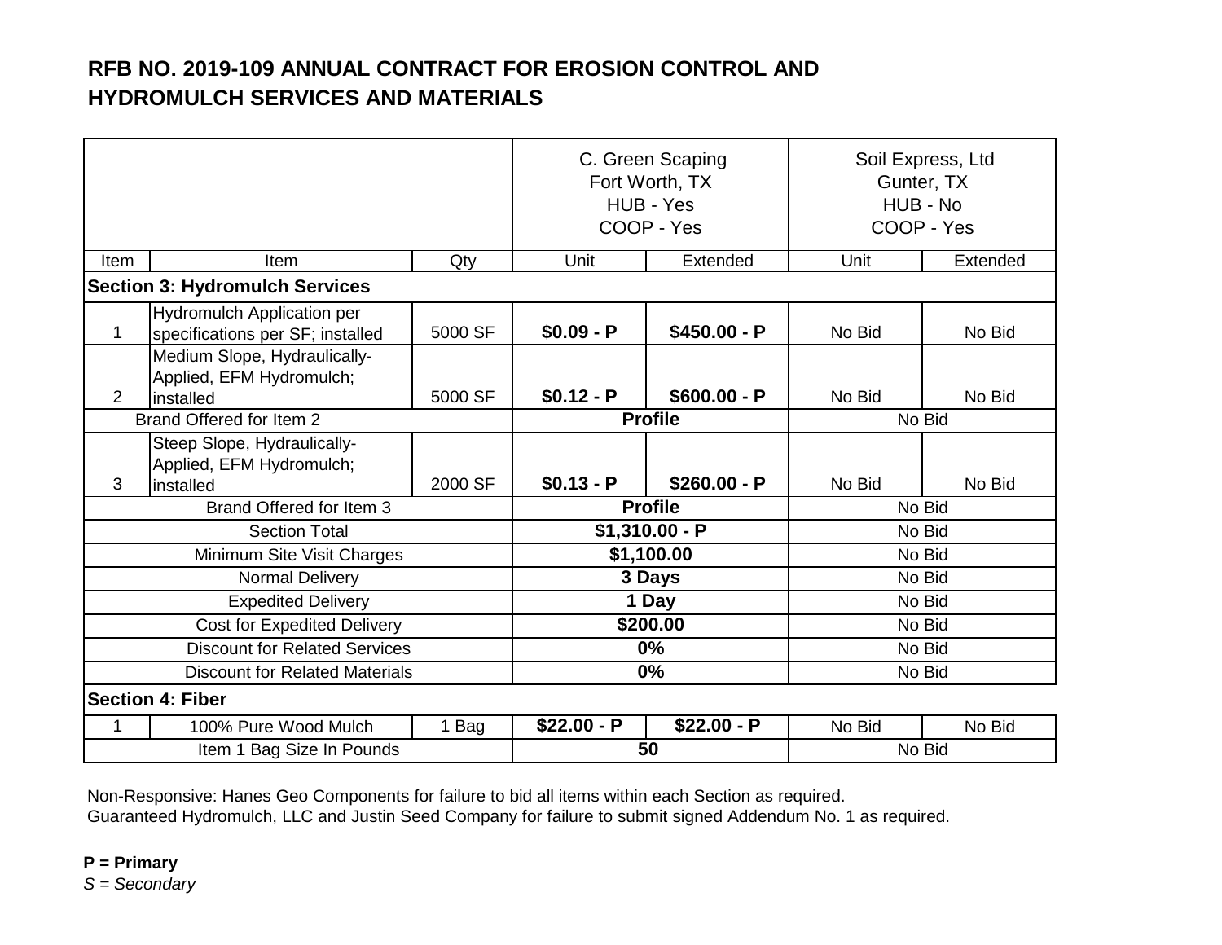# RFB NO. 2019-109 ANNUAL CONTRACT FOR EROSION CONTROL AND HYDROMULCH SERVICES AND MATERIALS

| | | | C. Green Scaping<br>Fort Worth, TX<br>HUB - Yes<br>COOP - Yes | | Soil Express, Ltd<br>Gunter, TX<br>HUB - No<br>COOP - Yes | |
|---|---|---|---|---|---|---|
| Item | Item | Qty | Unit | Extended | Unit | Extended |
| **Section 3: Hydromulch Services** | | | | | | |
| 1 | Hydromulch Application per specifications per SF; installed | 5000 SF | **$0.09 - P** | **$450.00 - P** | No Bid | No Bid |
| 2 | Medium Slope, Hydraulically-Applied, EFM Hydromulch; installed | 5000 SF | **$0.12 - P** | **$600.00 - P** | No Bid | No Bid |
| Brand Offered for Item 2 | | | **Profile** | | No Bid | |
| 3 | Steep Slope, Hydraulically-Applied, EFM Hydromulch; installed | 2000 SF | **$0.13 - P** | **$260.00 - P** | No Bid | No Bid |
| Brand Offered for Item 3 | | | **Profile** | | No Bid | |
| Section Total | | | **$1,310.00 - P** | | No Bid | |
| Minimum Site Visit Charges | | | **$1,100.00** | | No Bid | |
| Normal Delivery | | | **3 Days** | | No Bid | |
| Expedited Delivery | | | **1 Day** | | No Bid | |
| Cost for Expedited Delivery | | | **$200.00** | | No Bid | |
| Discount for Related Services | | | **0%** | | No Bid | |
| Discount for Related Materials | | | **0%** | | No Bid | |
| **Section 4: Fiber** | | | | | | |
| 1 | 100% Pure Wood Mulch | 1 Bag | **$22.00 - P** | **$22.00 - P** | No Bid | No Bid |
| Item 1 Bag Size In Pounds | | | **50** | | No Bid | |

Non-Responsive: Hanes Geo Components for failure to bid all items within each Section as required.
Guaranteed Hydromulch, LLC and Justin Seed Company for failure to submit signed Addendum No. 1 as required.

**P = Primary**
*S = Secondary*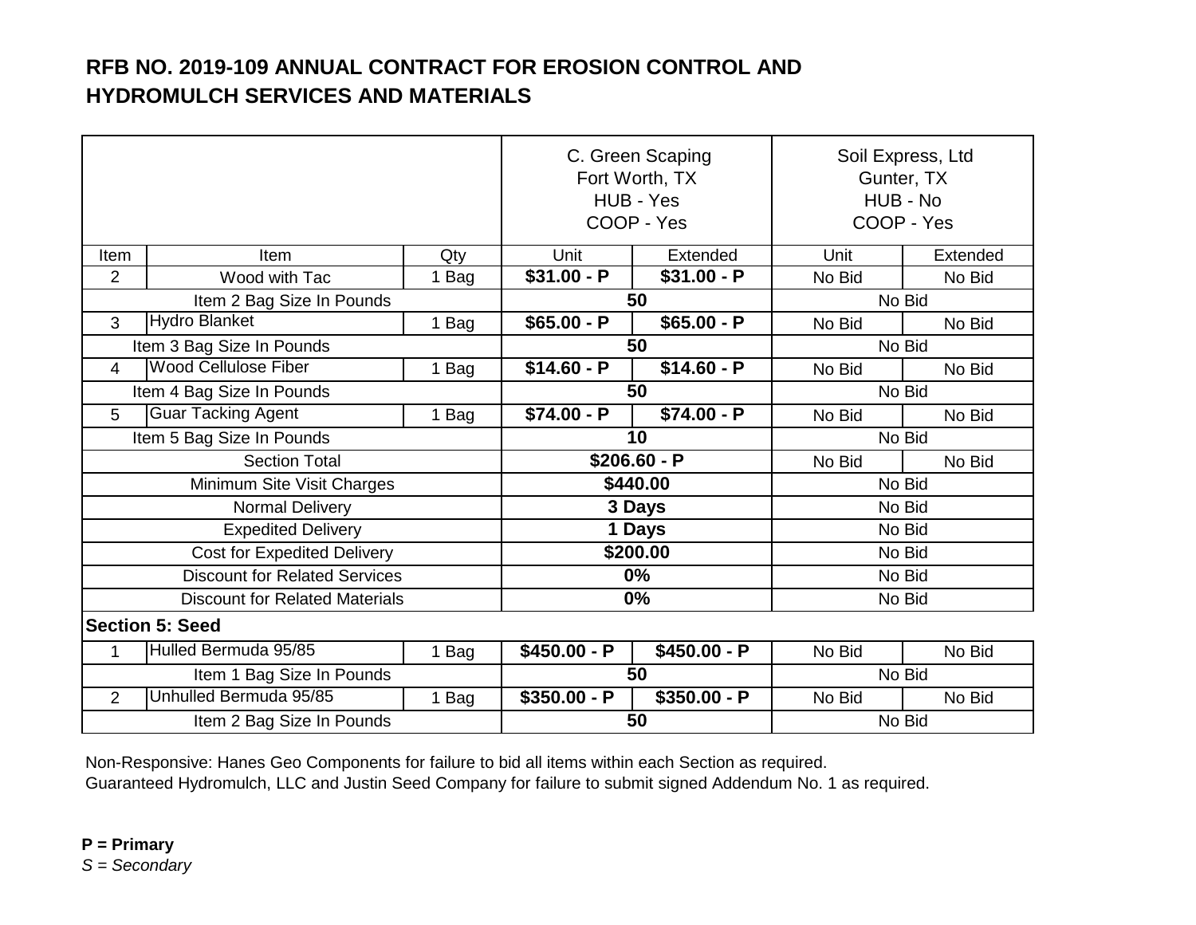# RFB NO. 2019-109 ANNUAL CONTRACT FOR EROSION CONTROL AND HYDROMULCH SERVICES AND MATERIALS

| | | | C. Green Scaping<br>Fort Worth, TX<br>HUB - Yes<br>COOP - Yes | | Soil Express, Ltd<br>Gunter, TX<br>HUB - No<br>COOP - Yes | |
|---|---|---|---|---|---|---|
| Item | Item | Qty | Unit | Extended | Unit | Extended |
| 2 | Wood with Tac | 1 Bag | **$31.00 - P** | **$31.00 - P** | No Bid | No Bid |
| | Item 2 Bag Size In Pounds | | **50** | | No Bid | |
| 3 | Hydro Blanket | 1 Bag | **$65.00 - P** | **$65.00 - P** | No Bid | No Bid |
| | Item 3 Bag Size In Pounds | | **50** | | No Bid | |
| 4 | Wood Cellulose Fiber | 1 Bag | **$14.60 - P** | **$14.60 - P** | No Bid | No Bid |
| | Item 4 Bag Size In Pounds | | **50** | | No Bid | |
| 5 | Guar Tacking Agent | 1 Bag | **$74.00 - P** | **$74.00 - P** | No Bid | No Bid |
| | Item 5 Bag Size In Pounds | | **10** | | No Bid | |
| | Section Total | | **$206.60 - P** | | No Bid | No Bid |
| | Minimum Site Visit Charges | | **$440.00** | | No Bid | |
| | Normal Delivery | | **3 Days** | | No Bid | |
| | Expedited Delivery | | **1 Days** | | No Bid | |
| | Cost for Expedited Delivery | | **$200.00** | | No Bid | |
| | Discount for Related Services | | **0%** | | No Bid | |
| | Discount for Related Materials | | **0%** | | No Bid | |
| **Section 5: Seed** | | | | | | |
| 1 | Hulled Bermuda 95/85 | 1 Bag | **$450.00 - P** | **$450.00 - P** | No Bid | No Bid |
| | Item 1 Bag Size In Pounds | | **50** | | No Bid | |
| 2 | Unhulled Bermuda 95/85 | 1 Bag | **$350.00 - P** | **$350.00 - P** | No Bid | No Bid |
| | Item 2 Bag Size In Pounds | | **50** | | No Bid | |

Non-Responsive: Hanes Geo Components for failure to bid all items within each Section as required.
Guaranteed Hydromulch, LLC and Justin Seed Company for failure to submit signed Addendum No. 1 as required.

**P = Primary**
*S = Secondary*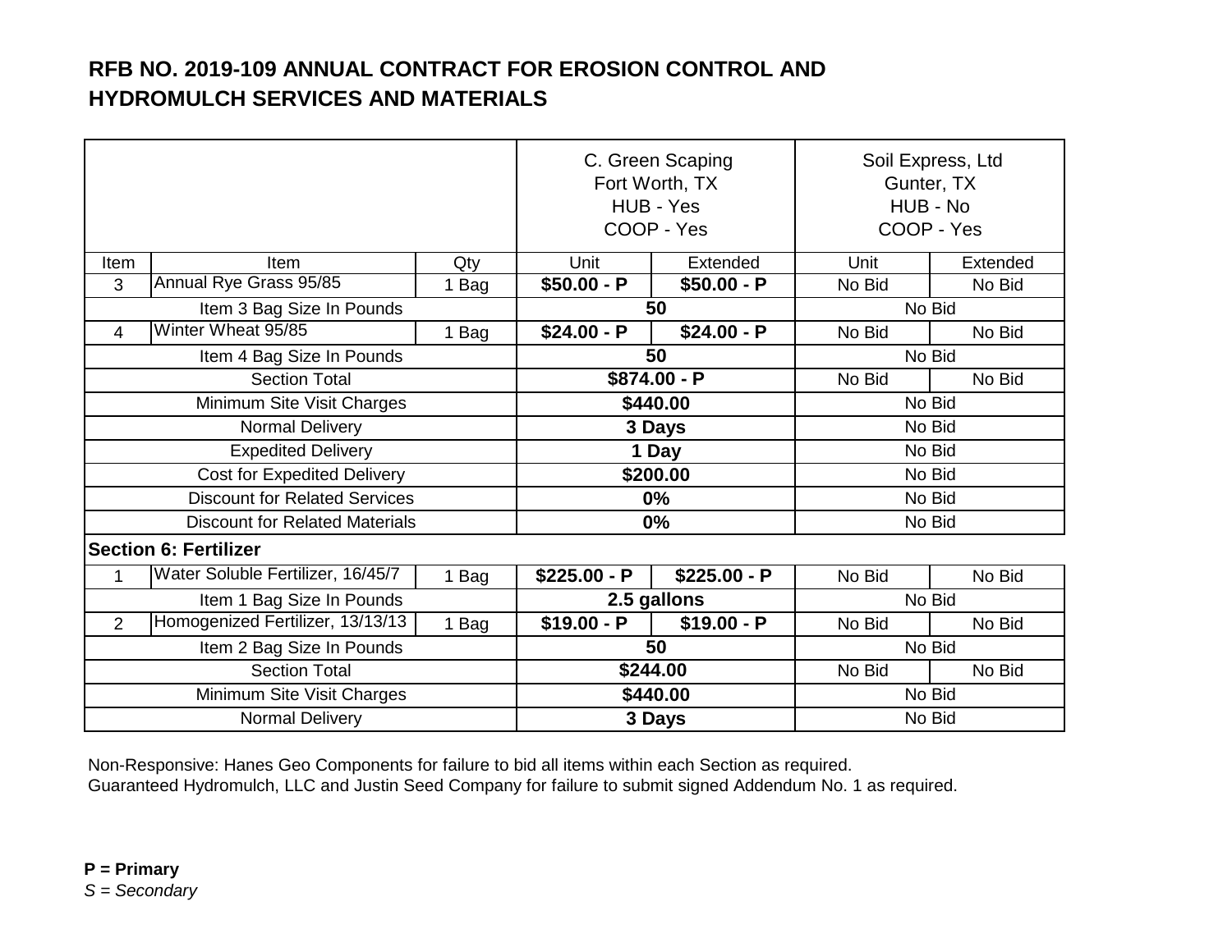## RFB NO. 2019-109 ANNUAL CONTRACT FOR EROSION CONTROL AND HYDROMULCH SERVICES AND MATERIALS

| | | | C. Green Scaping<br>Fort Worth, TX<br>HUB - Yes<br>COOP - Yes | | Soil Express, Ltd<br>Gunter, TX<br>HUB - No<br>COOP - Yes | |
|---|---|---|---|---|---|---|
| Item | Item | Qty | Unit | Extended | Unit | Extended |
| 3 | Annual Rye Grass 95/85 | 1 Bag | **$50.00 - P** | **$50.00 - P** | No Bid | No Bid |
| Item 3 Bag Size In Pounds | | | **50** | | No Bid | |
| 4 | Winter Wheat 95/85 | 1 Bag | **$24.00 - P** | **$24.00 - P** | No Bid | No Bid |
| Item 4 Bag Size In Pounds | | | **50** | | No Bid | |
| Section Total | | | **$874.00 - P** | | No Bid | No Bid |
| Minimum Site Visit Charges | | | **$440.00** | | No Bid | |
| Normal Delivery | | | **3 Days** | | No Bid | |
| Expedited Delivery | | | **1 Day** | | No Bid | |
| Cost for Expedited Delivery | | | **$200.00** | | No Bid | |
| Discount for Related Services | | | **0%** | | No Bid | |
| Discount for Related Materials | | | **0%** | | No Bid | |
| **Section 6: Fertilizer** | | | | | | |
| 1 | Water Soluble Fertilizer, 16/45/7 | 1 Bag | **$225.00 - P** | **$225.00 - P** | No Bid | No Bid |
| Item 1 Bag Size In Pounds | | | **2.5 gallons** | | No Bid | |
| 2 | Homogenized Fertilizer, 13/13/13 | 1 Bag | **$19.00 - P** | **$19.00 - P** | No Bid | No Bid |
| Item 2 Bag Size In Pounds | | | **50** | | No Bid | |
| Section Total | | | **$244.00** | | No Bid | No Bid |
| Minimum Site Visit Charges | | | **$440.00** | | No Bid | |
| Normal Delivery | | | **3 Days** | | No Bid | |

Non-Responsive: Hanes Geo Components for failure to bid all items within each Section as required.
Guaranteed Hydromulch, LLC and Justin Seed Company for failure to submit signed Addendum No. 1 as required.

**P = Primary**
*S = Secondary*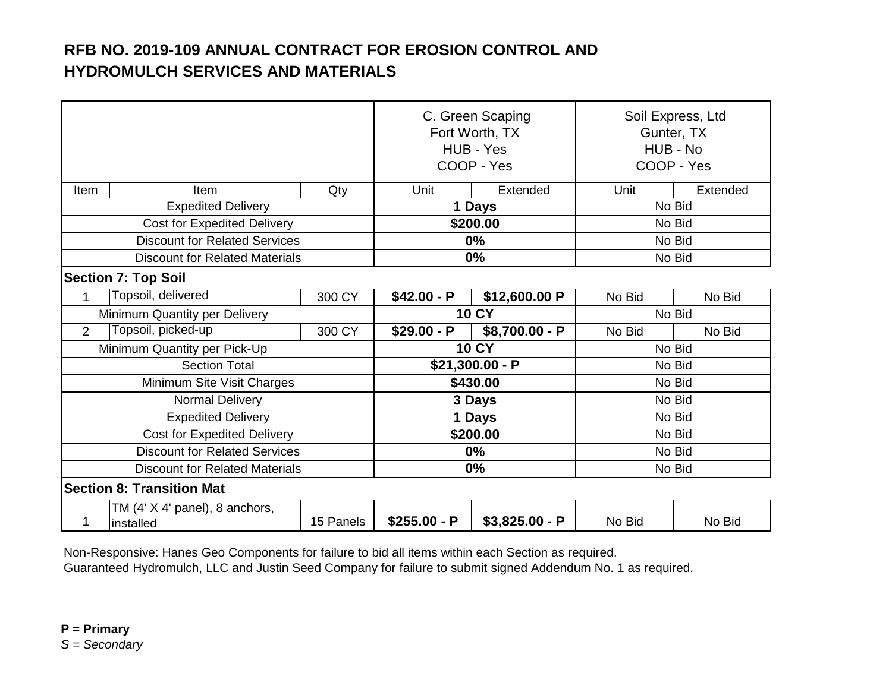# RFB NO. 2019-109 ANNUAL CONTRACT FOR EROSION CONTROL AND HYDROMULCH SERVICES AND MATERIALS

| | | | C. Green Scaping<br>Fort Worth, TX<br>HUB - Yes<br>COOP - Yes | | Soil Express, Ltd<br>Gunter, TX<br>HUB - No<br>COOP - Yes | |
|---|---|---|---|---|---|---|
| Item | Item | Qty | Unit | Extended | Unit | Extended |
| | Expedited Delivery | | **1 Days** | | No Bid | |
| | Cost for Expedited Delivery | | **$200.00** | | No Bid | |
| | Discount for Related Services | | **0%** | | No Bid | |
| | Discount for Related Materials | | **0%** | | No Bid | |
| **Section 7: Top Soil** | | | | | | |
| 1 | Topsoil, delivered | 300 CY | **$42.00 - P** | **$12,600.00 P** | No Bid | No Bid |
| | Minimum Quantity per Delivery | | **10 CY** | | No Bid | |
| 2 | Topsoil, picked-up | 300 CY | **$29.00 - P** | **$8,700.00 - P** | No Bid | No Bid |
| | Minimum Quantity per Pick-Up | | **10 CY** | | No Bid | |
| | Section Total | | **$21,300.00 - P** | | No Bid | |
| | Minimum Site Visit Charges | | **$430.00** | | No Bid | |
| | Normal Delivery | | **3 Days** | | No Bid | |
| | Expedited Delivery | | **1 Days** | | No Bid | |
| | Cost for Expedited Delivery | | **$200.00** | | No Bid | |
| | Discount for Related Services | | **0%** | | No Bid | |
| | Discount for Related Materials | | **0%** | | No Bid | |
| **Section 8: Transition Mat** | | | | | | |
| 1 | TM (4' X 4' panel), 8 anchors, installed | 15 Panels | **$255.00 - P** | **$3,825.00 - P** | No Bid | No Bid |

Non-Responsive: Hanes Geo Components for failure to bid all items within each Section as required.
Guaranteed Hydromulch, LLC and Justin Seed Company for failure to submit signed Addendum No. 1 as required.

**P = Primary**
*S = Secondary*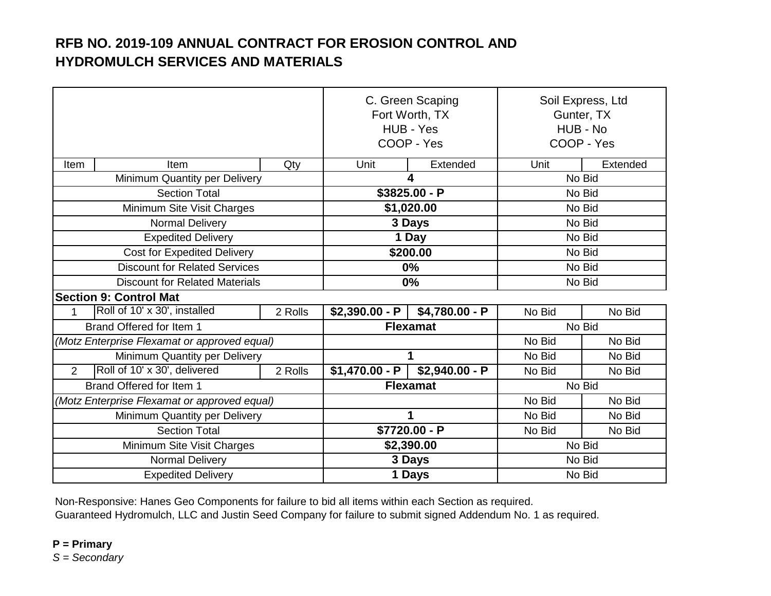# RFB NO. 2019-109 ANNUAL CONTRACT FOR EROSION CONTROL AND HYDROMULCH SERVICES AND MATERIALS

| | | | C. Green Scaping<br>Fort Worth, TX<br>HUB - Yes<br>COOP - Yes | | Soil Express, Ltd<br>Gunter, TX<br>HUB - No<br>COOP - Yes | |
|---|---|---|---|---|---|---|
| Item | Item | Qty | Unit | Extended | Unit | Extended |
| Minimum Quantity per Delivery | | | **4** | | No Bid | |
| Section Total | | | **$3825.00 - P** | | No Bid | |
| Minimum Site Visit Charges | | | **$1,020.00** | | No Bid | |
| Normal Delivery | | | **3 Days** | | No Bid | |
| Expedited Delivery | | | **1 Day** | | No Bid | |
| Cost for Expedited Delivery | | | **$200.00** | | No Bid | |
| Discount for Related Services | | | **0%** | | No Bid | |
| Discount for Related Materials | | | **0%** | | No Bid | |
| **Section 9: Control Mat** | | | | | | |
| 1 | Roll of 10' x 30', installed | 2 Rolls | **$2,390.00 - P** | **$4,780.00 - P** | No Bid | No Bid |
| Brand Offered for Item 1 | | | **Flexamat** | | No Bid | |
| *(Motz Enterprise Flexamat or approved equal)* | | | | | No Bid | No Bid |
| Minimum Quantity per Delivery | | | **1** | | No Bid | No Bid |
| 2 | Roll of 10' x 30', delivered | 2 Rolls | **$1,470.00 - P** | **$2,940.00 - P** | No Bid | No Bid |
| Brand Offered for Item 1 | | | **Flexamat** | | No Bid | |
| *(Motz Enterprise Flexamat or approved equal)* | | | | | No Bid | No Bid |
| Minimum Quantity per Delivery | | | **1** | | No Bid | No Bid |
| Section Total | | | **$7720.00 - P** | | No Bid | No Bid |
| Minimum Site Visit Charges | | | **$2,390.00** | | No Bid | |
| Normal Delivery | | | **3 Days** | | No Bid | |
| Expedited Delivery | | | **1 Days** | | No Bid | |

Non-Responsive: Hanes Geo Components for failure to bid all items within each Section as required.
Guaranteed Hydromulch, LLC and Justin Seed Company for failure to submit signed Addendum No. 1 as required.

**P = Primary**
*S = Secondary*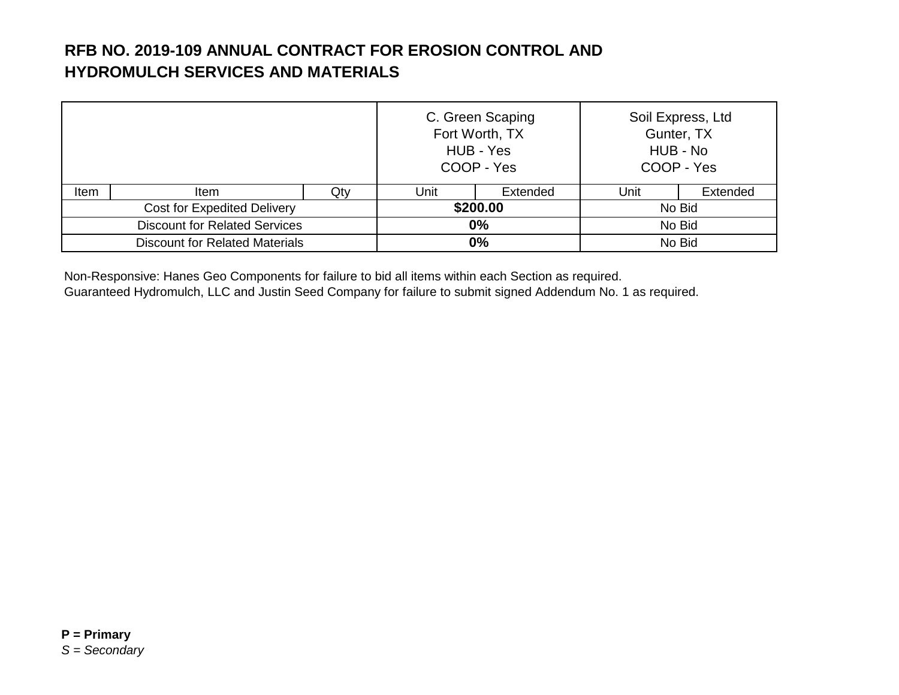# RFB NO. 2019-109 ANNUAL CONTRACT FOR EROSION CONTROL AND HYDROMULCH SERVICES AND MATERIALS

| | | | C. Green Scaping<br>Fort Worth, TX<br>HUB - Yes<br>COOP - Yes | | Soil Express, Ltd<br>Gunter, TX<br>HUB - No<br>COOP - Yes | |
|---|---|---|---|---|---|---|
| Item | Item | Qty | Unit | Extended | Unit | Extended |
| | Cost for Expedited Delivery | | **$200.00** | | No Bid | |
| | Discount for Related Services | | **0%** | | No Bid | |
| | Discount for Related Materials | | **0%** | | No Bid | |

Non-Responsive: Hanes Geo Components for failure to bid all items within each Section as required.
Guaranteed Hydromulch, LLC and Justin Seed Company for failure to submit signed Addendum No. 1 as required.

**P = Primary**
*S = Secondary*